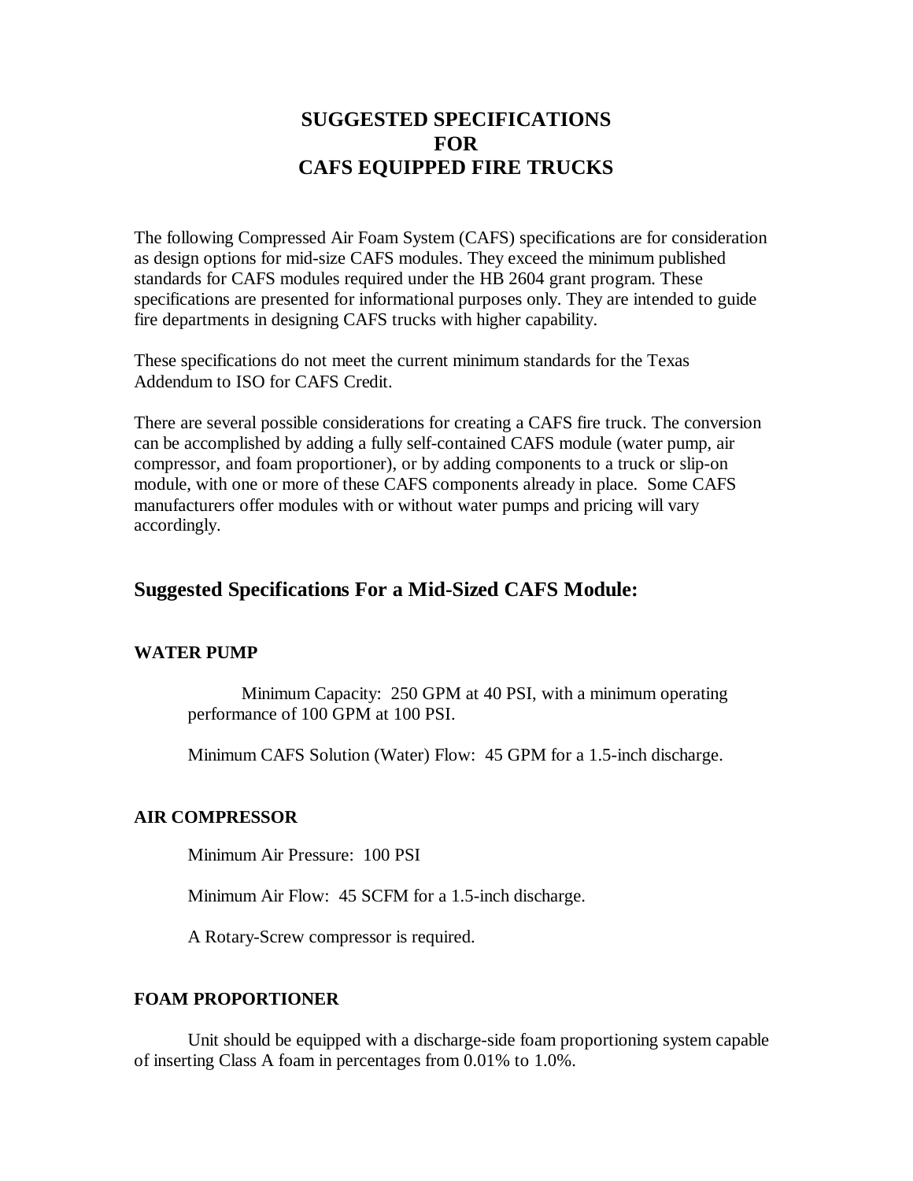# SUGGESTED SPECIFICATIONS FOR CAFS EQUIPPED FIRE TRUCKS

The following Compressed Air Foam System (CAFS) specifications are for consideration as design options for mid-size CAFS modules. They exceed the minimum published standards for CAFS modules required under the HB 2604 grant program. These specifications are presented for informational purposes only. They are intended to guide fire departments in designing CAFS trucks with higher capability.

These specifications do not meet the current minimum standards for the Texas Addendum to ISO for CAFS Credit.

There are several possible considerations for creating a CAFS fire truck. The conversion can be accomplished by adding a fully self-contained CAFS module (water pump, air compressor, and foam proportioner), or by adding components to a truck or slip-on module, with one or more of these CAFS components already in place. Some CAFS manufacturers offer modules with or without water pumps and pricing will vary accordingly.

## Suggested Specifications For a Mid-Sized CAFS Module:

### WATER PUMP

Minimum Capacity: 250 GPM at 40 PSI, with a minimum operating performance of 100 GPM at 100 PSI.

Minimum CAFS Solution (Water) Flow: 45 GPM for a 1.5-inch discharge.

### AIR COMPRESSOR

Minimum Air Pressure: 100 PSI

Minimum Air Flow: 45 SCFM for a 1.5-inch discharge.

A Rotary-Screw compressor is required.

### FOAM PROPORTIONER

Unit should be equipped with a discharge-side foam proportioning system capable of inserting Class A foam in percentages from 0.01% to 1.0%.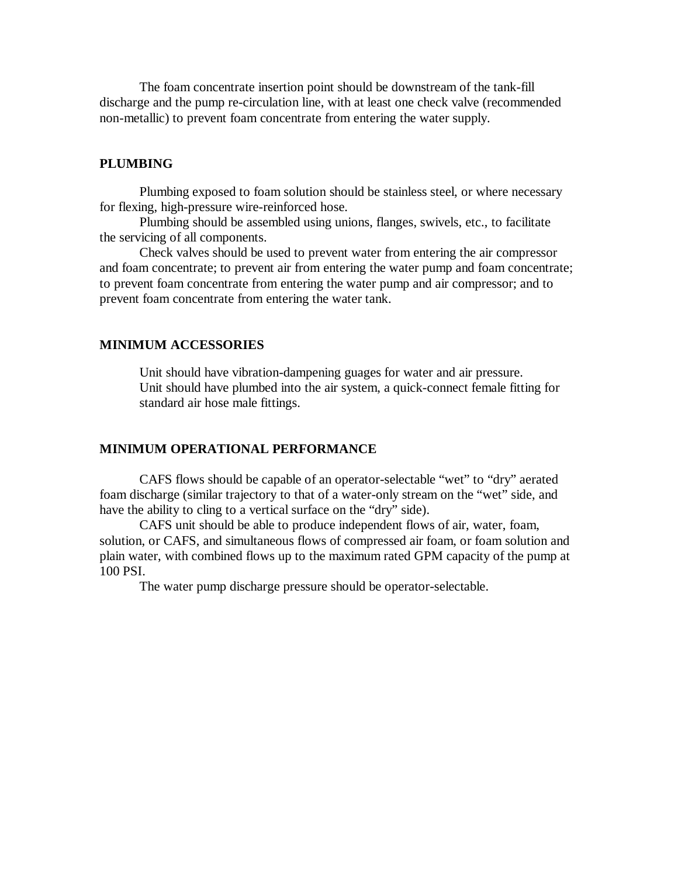The foam concentrate insertion point should be downstream of the tank-fill discharge and the pump re-circulation line, with at least one check valve (recommended non-metallic) to prevent foam concentrate from entering the water supply.

## PLUMBING

Plumbing exposed to foam solution should be stainless steel, or where necessary for flexing, high-pressure wire-reinforced hose.

Plumbing should be assembled using unions, flanges, swivels, etc., to facilitate the servicing of all components.

Check valves should be used to prevent water from entering the air compressor and foam concentrate; to prevent air from entering the water pump and foam concentrate; to prevent foam concentrate from entering the water pump and air compressor; and to prevent foam concentrate from entering the water tank.

## MINIMUM ACCESSORIES

Unit should have vibration-dampening guages for water and air pressure.

Unit should have plumbed into the air system, a quick-connect female fitting for standard air hose male fittings.

## MINIMUM OPERATIONAL PERFORMANCE

CAFS flows should be capable of an operator-selectable "wet" to "dry" aerated foam discharge (similar trajectory to that of a water-only stream on the "wet" side, and have the ability to cling to a vertical surface on the "dry" side).

CAFS unit should be able to produce independent flows of air, water, foam, solution, or CAFS, and simultaneous flows of compressed air foam, or foam solution and plain water, with combined flows up to the maximum rated GPM capacity of the pump at 100 PSI.

The water pump discharge pressure should be operator-selectable.